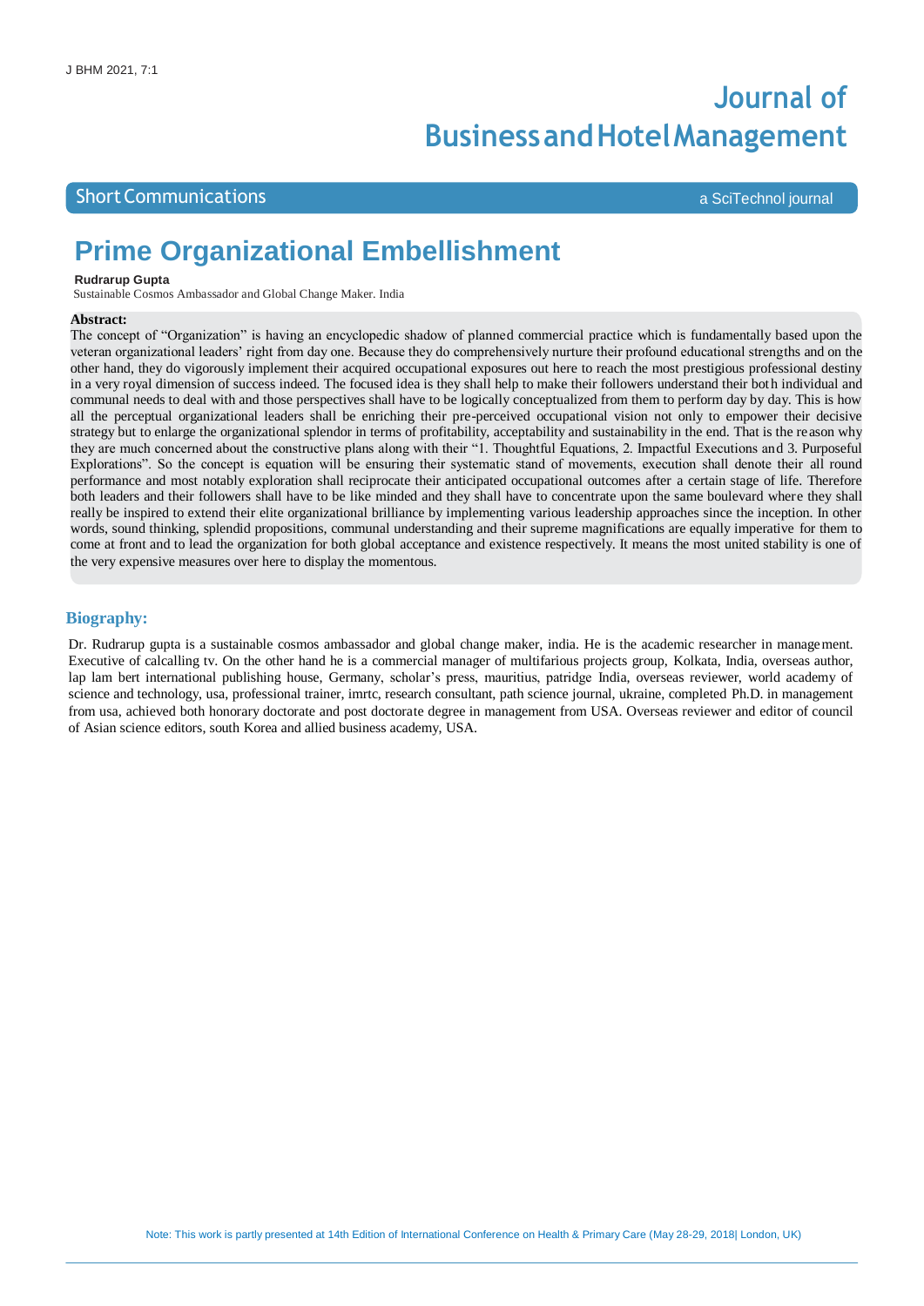# Journal of Business and Hotel Management

Short Communications

a SciTechnol journal

# Prime Organizational Embellishment

**Rudrarup Gupta**

Sustainable Cosmos Ambassador and Global Change Maker. India

**Abstract:**

The concept of "Organization" is having an encyclopedic shadow of planned commercial practice which is fundamentally based upon the veteran organizational leaders' right from day one. Because they do comprehensively nurture their profound educational strengths and on the other hand, they do vigorously implement their acquired occupational exposures out here to reach the most prestigious professional destiny in a very royal dimension of success indeed. The focused idea is they shall help to make their followers understand their both individual and communal needs to deal with and those perspectives shall have to be logically conceptualized from them to perform day by day. This is how all the perceptual organizational leaders shall be enriching their pre-perceived occupational vision not only to empower their decisive strategy but to enlarge the organizational splendor in terms of profitability, acceptability and sustainability in the end. That is the reason why they are much concerned about the constructive plans along with their "1. Thoughtful Equations, 2. Impactful Executions and 3. Purposeful Explorations". So the concept is equation will be ensuring their systematic stand of movements, execution shall denote their all round performance and most notably exploration shall reciprocate their anticipated occupational outcomes after a certain stage of life. Therefore both leaders and their followers shall have to be like minded and they shall have to concentrate upon the same boulevard where they shall really be inspired to extend their elite organizational brilliance by implementing various leadership approaches since the inception. In other words, sound thinking, splendid propositions, communal understanding and their supreme magnifications are equally imperative for them to come at front and to lead the organization for both global acceptance and existence respectively. It means the most united stability is one of the very expensive measures over here to display the momentous.

## Biography:

Dr. Rudrarup gupta is a sustainable cosmos ambassador and global change maker, india. He is the academic researcher in management. Executive of calcalling tv. On the other hand he is a commercial manager of multifarious projects group, Kolkata, India, overseas author, lap lam bert international publishing house, Germany, scholar's press, mauritius, patridge India, overseas reviewer, world academy of science and technology, usa, professional trainer, imrtc, research consultant, path science journal, ukraine, completed Ph.D. in management from usa, achieved both honorary doctorate and post doctorate degree in management from USA. Overseas reviewer and editor of council of Asian science editors, south Korea and allied business academy, USA.

Note: This work is partly presented at 14th Edition of International Conference on Health & Primary Care (May 28-29, 2018| London, UK)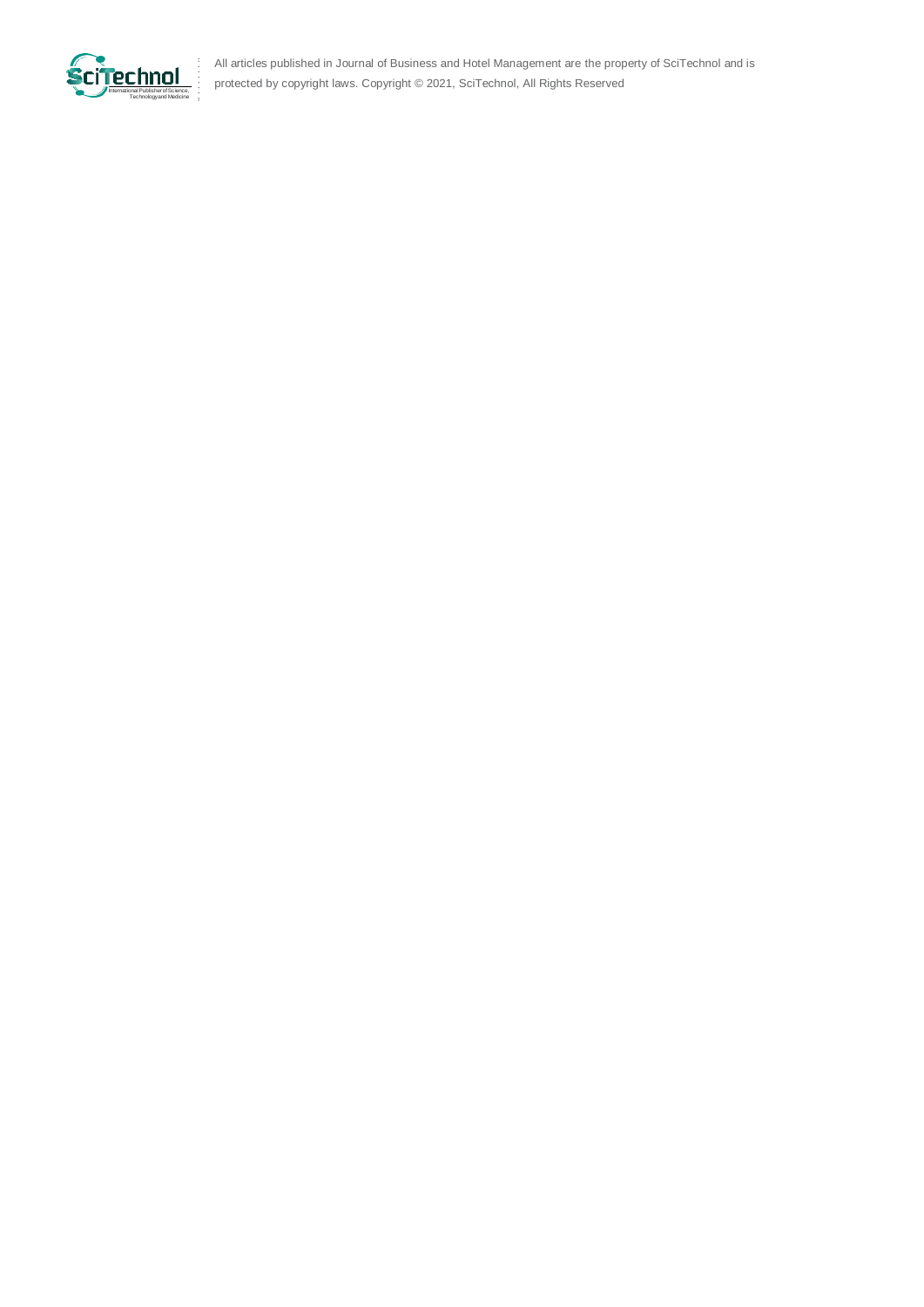All articles published in Journal of Business and Hotel Management are the property of SciTechnol and is protected by copyright laws. Copyright © 2021, SciTechnol, All Rights Reserved